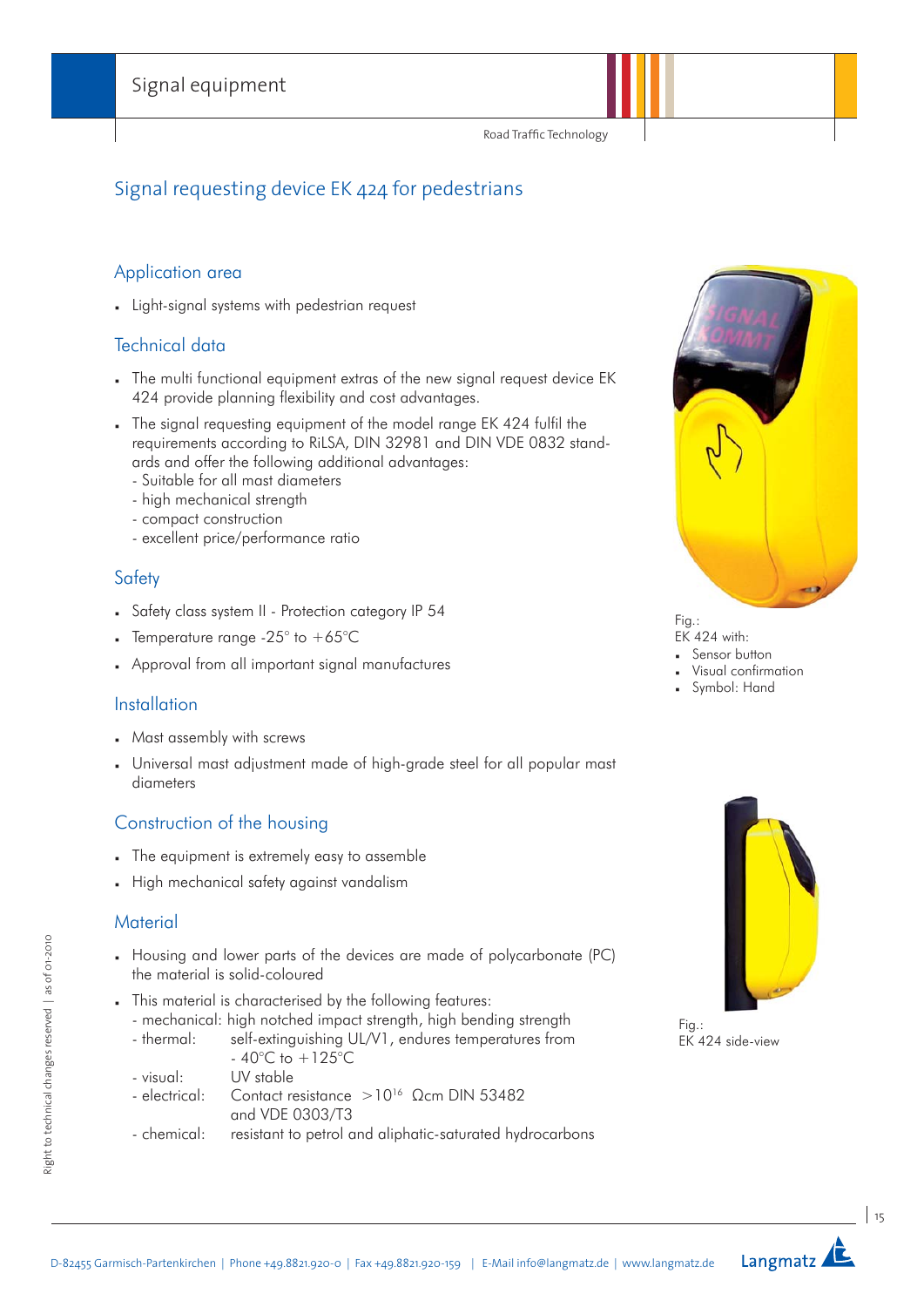# Signal requesting device EK 424 for pedestrians

## Application area

- Light-signal systems with pedestrian request

## Technical data

- The multi functional equipment extras of the new signal request device EK 424 provide planning flexibility and cost advantages.
- The signal requesting equipment of the model range EK 424 fulfil the requirements according to RiLSA, DIN 32981 and DIN VDE 0832 standards and offer the following additional advantages:
  - Suitable for all mast diameters
  - high mechanical strength
  - compact construction
  - excellent price/performance ratio

## Safety

- Safety class system II - Protection category IP 54
- Temperature range -25° to +65°C
- Approval from all important signal manufactures

## Installation

- Mast assembly with screws
- Universal mast adjustment made of high-grade steel for all popular mast diameters

## Construction of the housing

- The equipment is extremely easy to assemble
- High mechanical safety against vandalism

## Material

- Housing and lower parts of the devices are made of polycarbonate (PC) the material is solid-coloured
- This material is characterised by the following features:
  - mechanical: high notched impact strength, high bending strength
  - thermal: self-extinguishing UL/V1, endures temperatures from - 40°C to +125°C
  - visual: UV stable
  - electrical: Contact resistance $>10^{16}$ Ωcm DIN 53482 and VDE 0303/T3
  - chemical: resistant to petrol and aliphatic-saturated hydrocarbons

Fig.:
EK 424 with:
- Sensor button
- Visual confirmation
- Symbol: Hand

Fig.:
EK 424 side-view

Right to technical changes reserved | as of 01-2010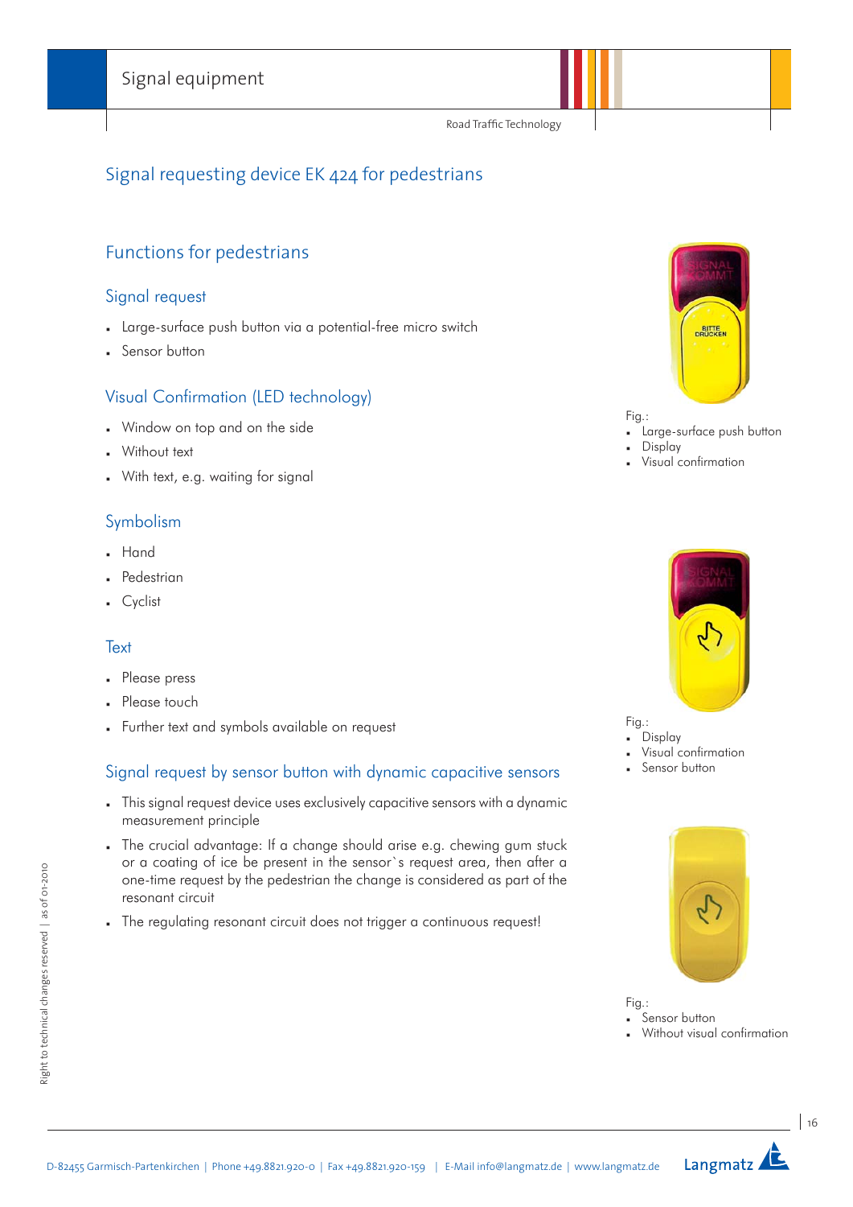# Signal requesting device EK 424 for pedestrians

## Functions for pedestrians

### Signal request

- Large-surface push button via a potential-free micro switch
- Sensor button

### Visual Confirmation (LED technology)

- Window on top and on the side
- Without text
- With text, e.g. waiting for signal

### Symbolism

- Hand
- Pedestrian
- Cyclist

### Text

- Please press
- Please touch
- Further text and symbols available on request

### Signal request by sensor button with dynamic capacitive sensors

- This signal request device uses exclusively capacitive sensors with a dynamic measurement principle
- The crucial advantage: If a change should arise e.g. chewing gum stuck or a coating of ice be present in the sensor`s request area, then after a one-time request by the pedestrian the change is considered as part of the resonant circuit
- The regulating resonant circuit does not trigger a continuous request!

Fig.:
- Large-surface push button
- Display
- Visual confirmation

Fig.:
- Display
- Visual confirmation
- Sensor button

Fig.:
- Sensor button
- Without visual confirmation

Right to technical changes reserved | as of 01-2010

D-82455 Garmisch-Partenkirchen | Phone +49.8821.920-0 | Fax +49.8821.920-159 | E-Mail info@langmatz.de | www.langmatz.de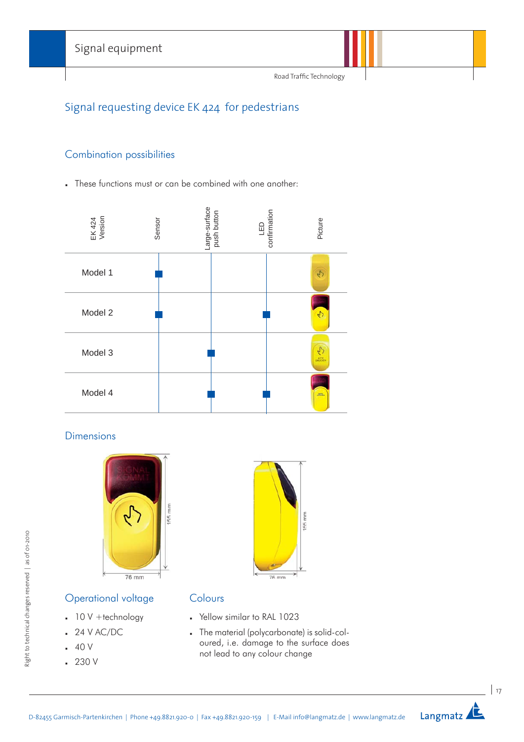# Signal requesting device EK 424 for pedestrians

## Combination possibilities

- These functions must or can be combined with one another:

| EK 424 Version | Sensor | Large-surface push button | LED confirmation | Picture |
|---|---|---|---|---|
| Model 1 | ■ | | | |
| Model 2 | ■ | | ■ | |
| Model 3 | | ■ | | |
| Model 4 | | ■ | ■ | |

## Dimensions

SIGNAL KOMMT

155 mm

76 mm

155 mm

76 mm

## Operational voltage

- 10 V +technology
- 24 V AC/DC
- 40 V
- 230 V

## Colours

- Yellow similar to RAL 1023
- The material (polycarbonate) is solid-coloured, i.e. damage to the surface does not lead to any colour change

Right to technical changes reserved | as of 01-2010

D-82455 Garmisch-Partenkirchen | Phone +49.8821.920-0 | Fax +49.8821.920-159 | E-Mail info@langmatz.de | www.langmatz.de